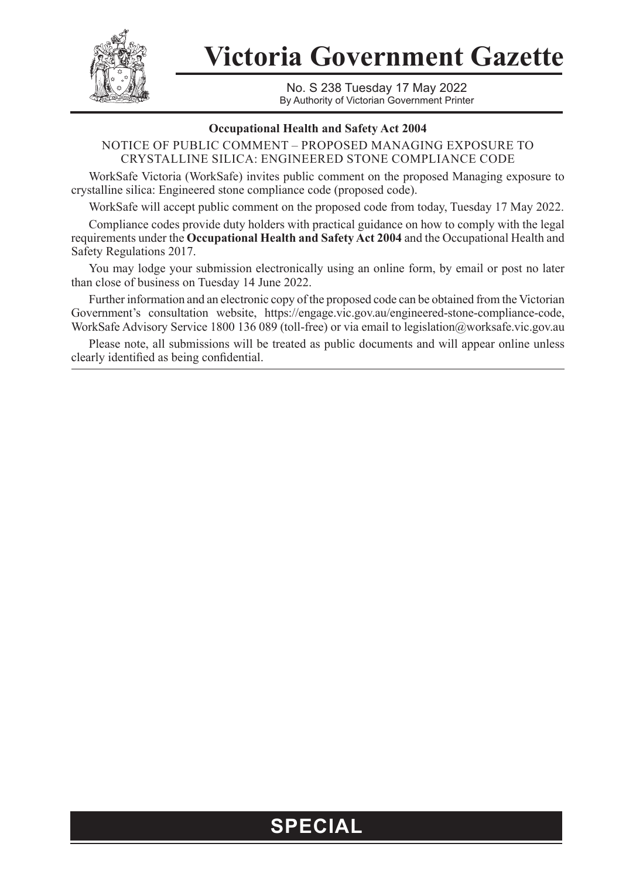# Victoria Government Gazette

No. S 238 Tuesday 17 May 2022
By Authority of Victorian Government Printer

## Occupational Health and Safety Act 2004

NOTICE OF PUBLIC COMMENT – PROPOSED MANAGING EXPOSURE TO CRYSTALLINE SILICA: ENGINEERED STONE COMPLIANCE CODE

WorkSafe Victoria (WorkSafe) invites public comment on the proposed Managing exposure to crystalline silica: Engineered stone compliance code (proposed code).

WorkSafe will accept public comment on the proposed code from today, Tuesday 17 May 2022.

Compliance codes provide duty holders with practical guidance on how to comply with the legal requirements under the **Occupational Health and Safety Act 2004** and the Occupational Health and Safety Regulations 2017.

You may lodge your submission electronically using an online form, by email or post no later than close of business on Tuesday 14 June 2022.

Further information and an electronic copy of the proposed code can be obtained from the Victorian Government's consultation website, https://engage.vic.gov.au/engineered-stone-compliance-code, WorkSafe Advisory Service 1800 136 089 (toll-free) or via email to legislation@worksafe.vic.gov.au

Please note, all submissions will be treated as public documents and will appear online unless clearly identified as being confidential.

**SPECIAL**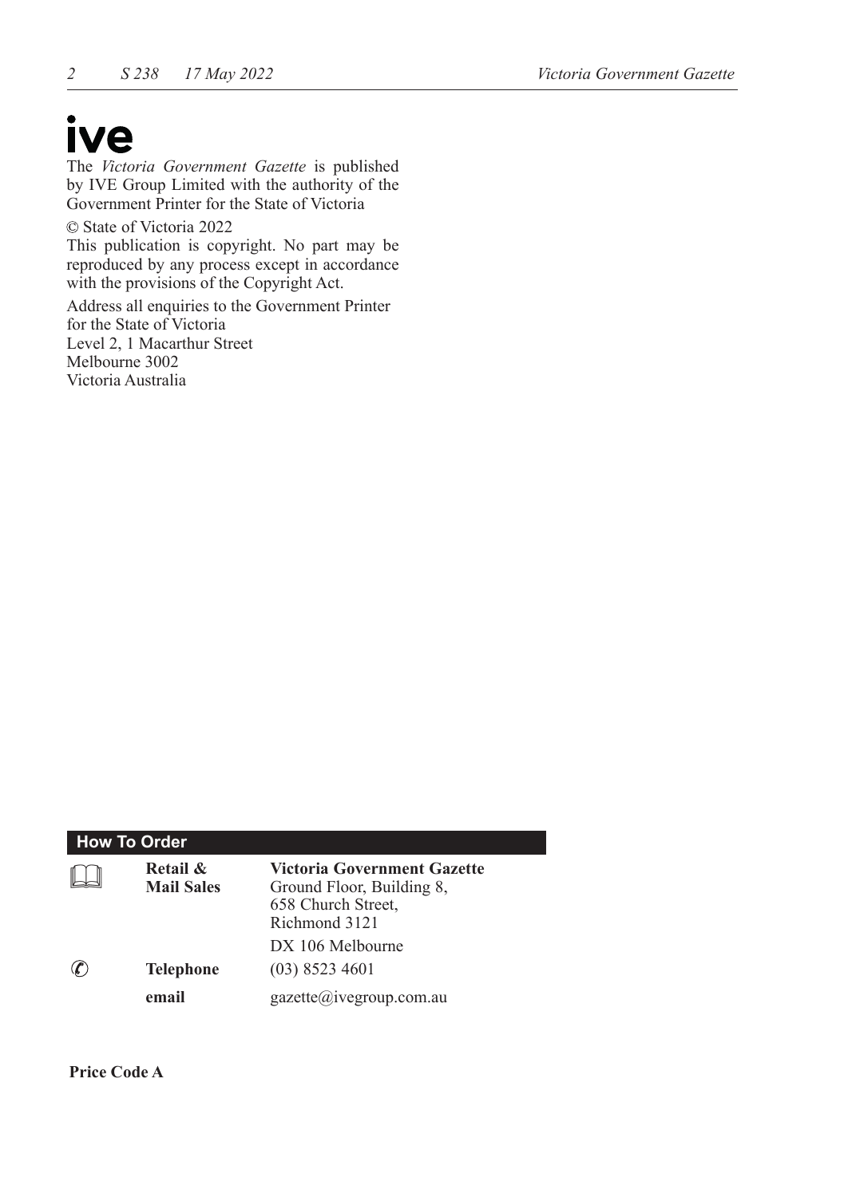ive

The *Victoria Government Gazette* is published by IVE Group Limited with the authority of the Government Printer for the State of Victoria

© State of Victoria 2022

This publication is copyright. No part may be reproduced by any process except in accordance with the provisions of the Copyright Act.

Address all enquiries to the Government Printer for the State of Victoria
Level 2, 1 Macarthur Street
Melbourne 3002
Victoria Australia

## How To Order

| | | |
|---|---|---|
| | **Retail & Mail Sales** | **Victoria Government Gazette** Ground Floor, Building 8, 658 Church Street, Richmond 3121 |
| | | DX 106 Melbourne |
| | **Telephone** | (03) 8523 4601 |
| | **email** | gazette@ivegroup.com.au |

**Price Code A**